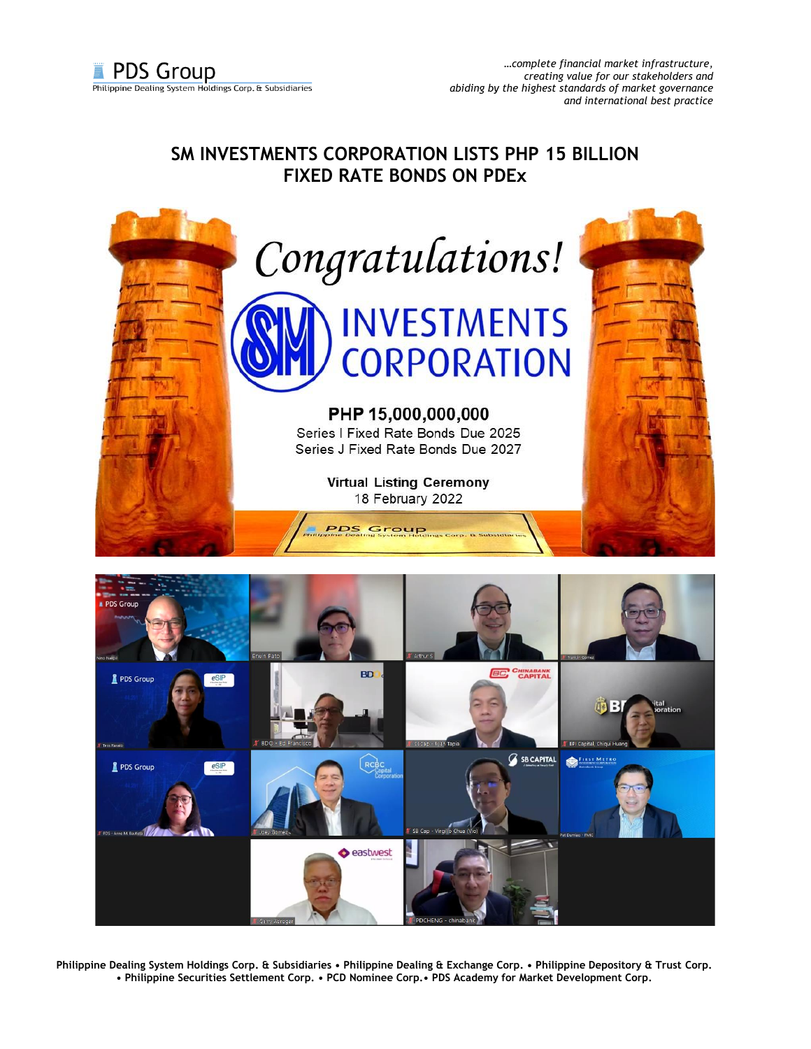# SM INVESTMENTS CORPORATION LISTS PHP 15 BILLION FIXED RATE BONDS ON PDEx

*Congratulations!*

**SM INVESTMENTS CORPORATION**

**PHP 15,000,000,000**

Series I Fixed Rate Bonds Due 2025

Series J Fixed Rate Bonds Due 2027

**Virtual Listing Ceremony**

18 February 2022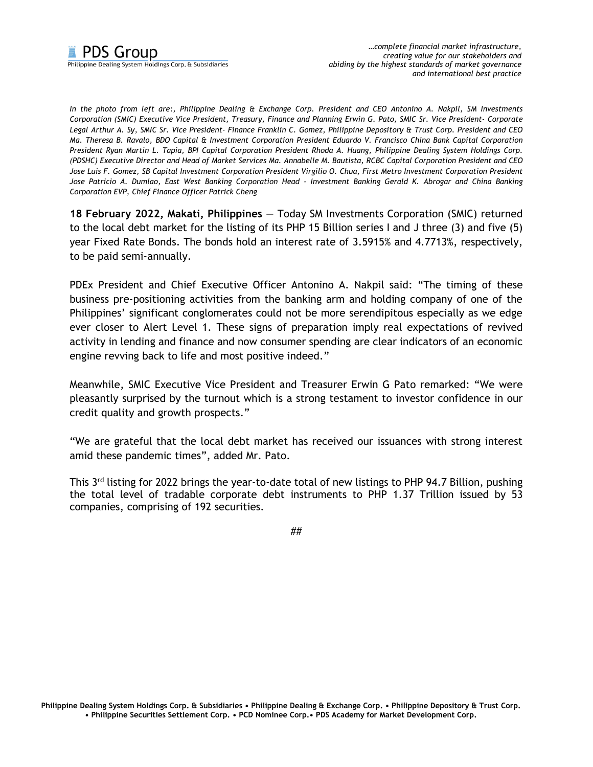*In the photo from left are:, Philippine Dealing & Exchange Corp. President and CEO Antonino A. Nakpil, SM Investments Corporation (SMIC) Executive Vice President, Treasury, Finance and Planning Erwin G. Pato, SMIC Sr. Vice President- Corporate Legal Arthur A. Sy, SMIC Sr. Vice President- Finance Franklin C. Gomez, Philippine Depository & Trust Corp. President and CEO Ma. Theresa B. Ravalo, BDO Capital & Investment Corporation President Eduardo V. Francisco China Bank Capital Corporation President Ryan Martin L. Tapia, BPI Capital Corporation President Rhoda A. Huang, Philippine Dealing System Holdings Corp. (PDSHC) Executive Director and Head of Market Services Ma. Annabelle M. Bautista, RCBC Capital Corporation President and CEO Jose Luis F. Gomez, SB Capital Investment Corporation President Virgilio O. Chua, First Metro Investment Corporation President Jose Patricio A. Dumlao, East West Banking Corporation Head - Investment Banking Gerald K. Abrogar and China Banking Corporation EVP, Chief Finance Officer Patrick Cheng*

**18 February 2022, Makati, Philippines** — Today SM Investments Corporation (SMIC) returned to the local debt market for the listing of its PHP 15 Billion series I and J three (3) and five (5) year Fixed Rate Bonds. The bonds hold an interest rate of 3.5915% and 4.7713%, respectively, to be paid semi-annually.

PDEx President and Chief Executive Officer Antonino A. Nakpil said: "The timing of these business pre-positioning activities from the banking arm and holding company of one of the Philippines' significant conglomerates could not be more serendipitous especially as we edge ever closer to Alert Level 1. These signs of preparation imply real expectations of revived activity in lending and finance and now consumer spending are clear indicators of an economic engine revving back to life and most positive indeed."

Meanwhile, SMIC Executive Vice President and Treasurer Erwin G Pato remarked: "We were pleasantly surprised by the turnout which is a strong testament to investor confidence in our credit quality and growth prospects."

"We are grateful that the local debt market has received our issuances with strong interest amid these pandemic times", added Mr. Pato.

This 3rd listing for 2022 brings the year-to-date total of new listings to PHP 94.7 Billion, pushing the total level of tradable corporate debt instruments to PHP 1.37 Trillion issued by 53 companies, comprising of 192 securities.

##